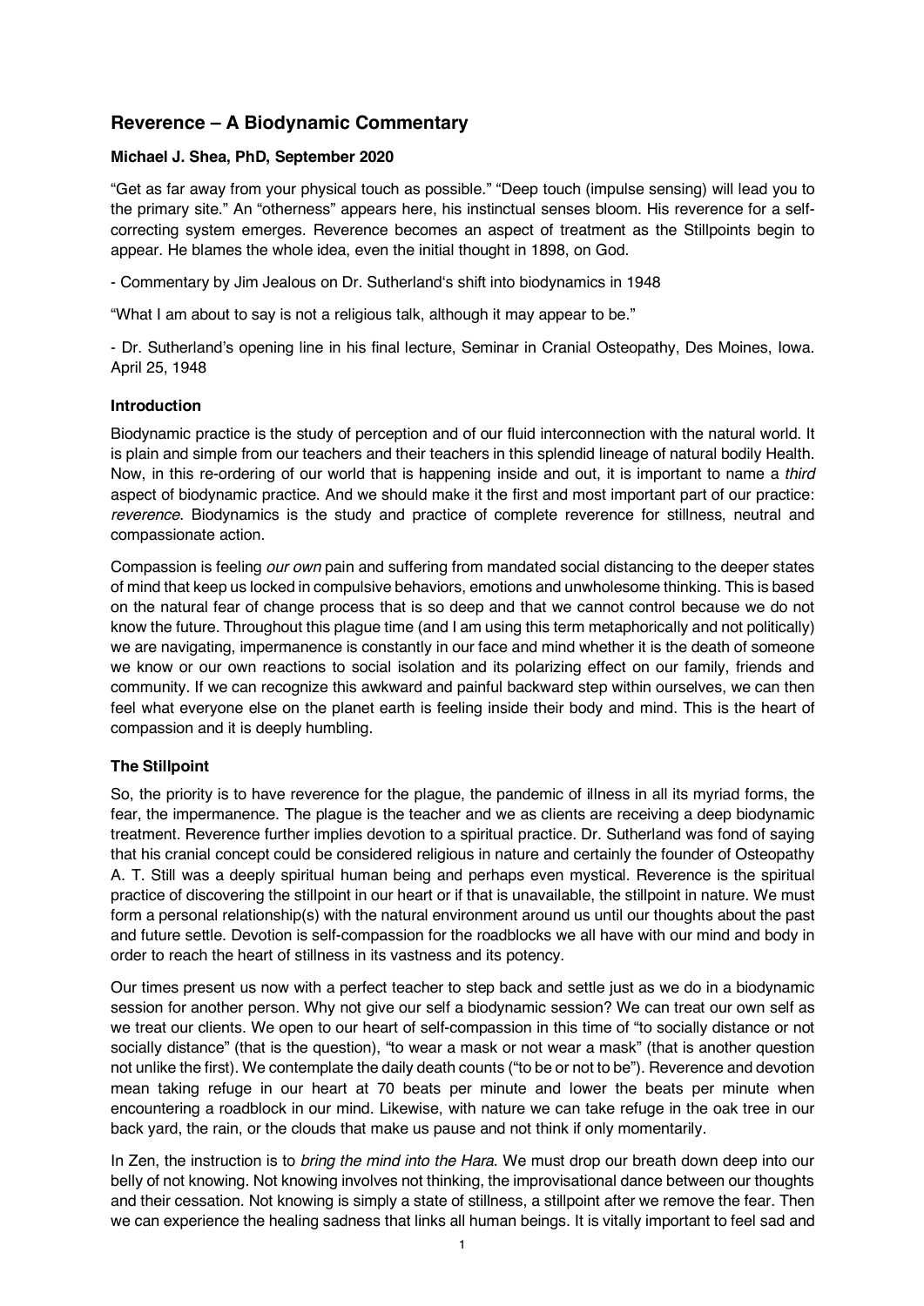# Reverence – A Biodynamic Commentary

**Michael J. Shea, PhD, September 2020**

"Get as far away from your physical touch as possible." "Deep touch (impulse sensing) will lead you to the primary site." An "otherness" appears here, his instinctual senses bloom. His reverence for a self-correcting system emerges. Reverence becomes an aspect of treatment as the Stillpoints begin to appear. He blames the whole idea, even the initial thought in 1898, on God.

- Commentary by Jim Jealous on Dr. Sutherland's shift into biodynamics in 1948

"What I am about to say is not a religious talk, although it may appear to be."

- Dr. Sutherland's opening line in his final lecture, Seminar in Cranial Osteopathy, Des Moines, Iowa. April 25, 1948

## Introduction

Biodynamic practice is the study of perception and of our fluid interconnection with the natural world. It is plain and simple from our teachers and their teachers in this splendid lineage of natural bodily Health. Now, in this re-ordering of our world that is happening inside and out, it is important to name a *third* aspect of biodynamic practice. And we should make it the first and most important part of our practice: *reverence*. Biodynamics is the study and practice of complete reverence for stillness, neutral and compassionate action.

Compassion is feeling *our own* pain and suffering from mandated social distancing to the deeper states of mind that keep us locked in compulsive behaviors, emotions and unwholesome thinking. This is based on the natural fear of change process that is so deep and that we cannot control because we do not know the future. Throughout this plague time (and I am using this term metaphorically and not politically) we are navigating, impermanence is constantly in our face and mind whether it is the death of someone we know or our own reactions to social isolation and its polarizing effect on our family, friends and community. If we can recognize this awkward and painful backward step within ourselves, we can then feel what everyone else on the planet earth is feeling inside their body and mind. This is the heart of compassion and it is deeply humbling.

## The Stillpoint

So, the priority is to have reverence for the plague, the pandemic of illness in all its myriad forms, the fear, the impermanence. The plague is the teacher and we as clients are receiving a deep biodynamic treatment. Reverence further implies devotion to a spiritual practice. Dr. Sutherland was fond of saying that his cranial concept could be considered religious in nature and certainly the founder of Osteopathy A. T. Still was a deeply spiritual human being and perhaps even mystical. Reverence is the spiritual practice of discovering the stillpoint in our heart or if that is unavailable, the stillpoint in nature. We must form a personal relationship(s) with the natural environment around us until our thoughts about the past and future settle. Devotion is self-compassion for the roadblocks we all have with our mind and body in order to reach the heart of stillness in its vastness and its potency.

Our times present us now with a perfect teacher to step back and settle just as we do in a biodynamic session for another person. Why not give our self a biodynamic session? We can treat our own self as we treat our clients. We open to our heart of self-compassion in this time of "to socially distance or not socially distance" (that is the question), "to wear a mask or not wear a mask" (that is another question not unlike the first). We contemplate the daily death counts ("to be or not to be"). Reverence and devotion mean taking refuge in our heart at 70 beats per minute and lower the beats per minute when encountering a roadblock in our mind. Likewise, with nature we can take refuge in the oak tree in our back yard, the rain, or the clouds that make us pause and not think if only momentarily.

In Zen, the instruction is to *bring the mind into the Hara*. We must drop our breath down deep into our belly of not knowing. Not knowing involves not thinking, the improvisational dance between our thoughts and their cessation. Not knowing is simply a state of stillness, a stillpoint after we remove the fear. Then we can experience the healing sadness that links all human beings. It is vitally important to feel sad and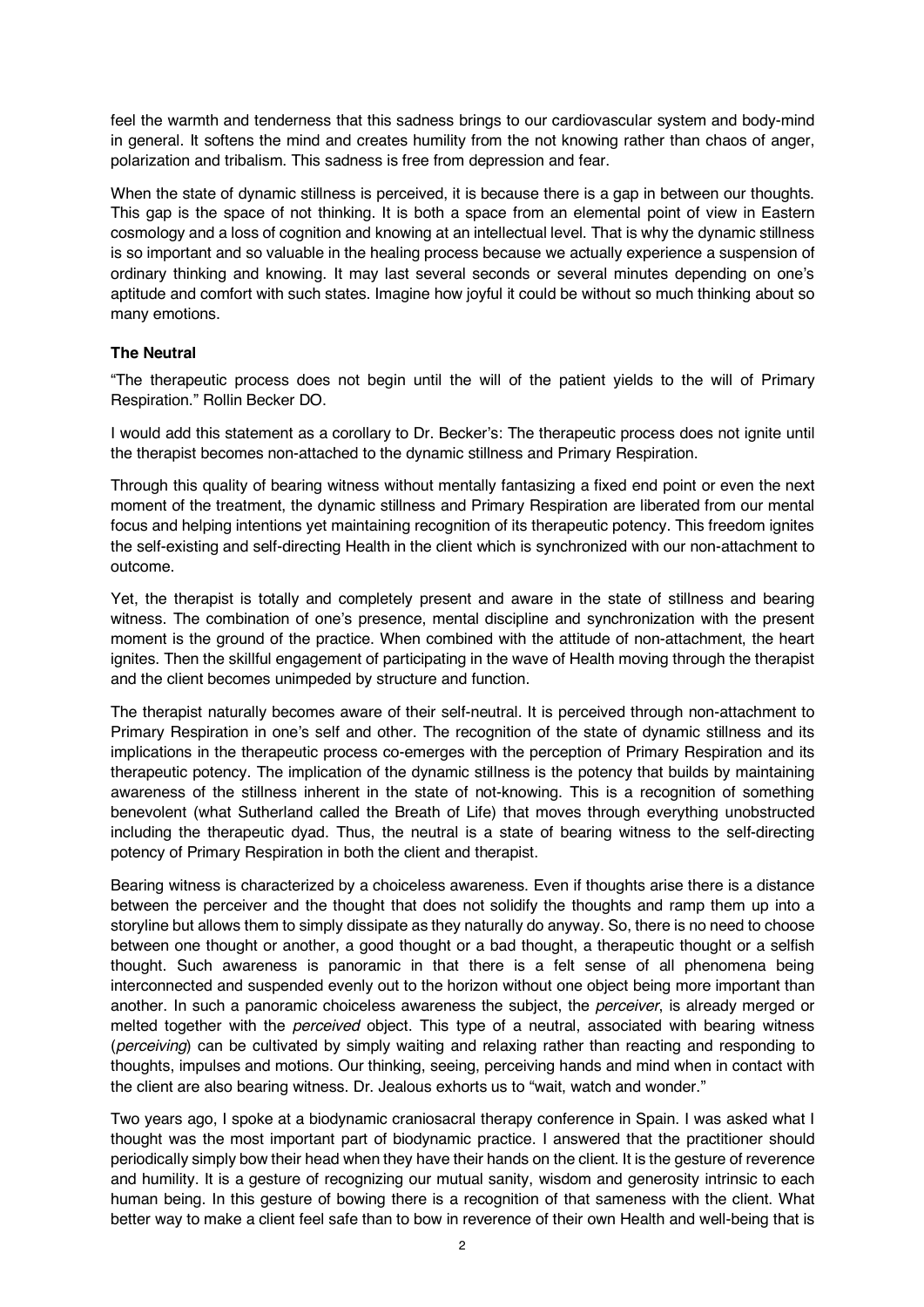feel the warmth and tenderness that this sadness brings to our cardiovascular system and body-mind in general. It softens the mind and creates humility from the not knowing rather than chaos of anger, polarization and tribalism. This sadness is free from depression and fear.

When the state of dynamic stillness is perceived, it is because there is a gap in between our thoughts. This gap is the space of not thinking. It is both a space from an elemental point of view in Eastern cosmology and a loss of cognition and knowing at an intellectual level. That is why the dynamic stillness is so important and so valuable in the healing process because we actually experience a suspension of ordinary thinking and knowing. It may last several seconds or several minutes depending on one's aptitude and comfort with such states. Imagine how joyful it could be without so much thinking about so many emotions.

**The Neutral**

"The therapeutic process does not begin until the will of the patient yields to the will of Primary Respiration." Rollin Becker DO.

I would add this statement as a corollary to Dr. Becker's: The therapeutic process does not ignite until the therapist becomes non-attached to the dynamic stillness and Primary Respiration.

Through this quality of bearing witness without mentally fantasizing a fixed end point or even the next moment of the treatment, the dynamic stillness and Primary Respiration are liberated from our mental focus and helping intentions yet maintaining recognition of its therapeutic potency. This freedom ignites the self-existing and self-directing Health in the client which is synchronized with our non-attachment to outcome.

Yet, the therapist is totally and completely present and aware in the state of stillness and bearing witness. The combination of one's presence, mental discipline and synchronization with the present moment is the ground of the practice. When combined with the attitude of non-attachment, the heart ignites. Then the skillful engagement of participating in the wave of Health moving through the therapist and the client becomes unimpeded by structure and function.

The therapist naturally becomes aware of their self-neutral. It is perceived through non-attachment to Primary Respiration in one's self and other. The recognition of the state of dynamic stillness and its implications in the therapeutic process co-emerges with the perception of Primary Respiration and its therapeutic potency. The implication of the dynamic stillness is the potency that builds by maintaining awareness of the stillness inherent in the state of not-knowing. This is a recognition of something benevolent (what Sutherland called the Breath of Life) that moves through everything unobstructed including the therapeutic dyad. Thus, the neutral is a state of bearing witness to the self-directing potency of Primary Respiration in both the client and therapist.

Bearing witness is characterized by a choiceless awareness. Even if thoughts arise there is a distance between the perceiver and the thought that does not solidify the thoughts and ramp them up into a storyline but allows them to simply dissipate as they naturally do anyway. So, there is no need to choose between one thought or another, a good thought or a bad thought, a therapeutic thought or a selfish thought. Such awareness is panoramic in that there is a felt sense of all phenomena being interconnected and suspended evenly out to the horizon without one object being more important than another. In such a panoramic choiceless awareness the subject, the *perceiver*, is already merged or melted together with the *perceived* object. This type of a neutral, associated with bearing witness (*perceiving*) can be cultivated by simply waiting and relaxing rather than reacting and responding to thoughts, impulses and motions. Our thinking, seeing, perceiving hands and mind when in contact with the client are also bearing witness. Dr. Jealous exhorts us to "wait, watch and wonder."

Two years ago, I spoke at a biodynamic craniosacral therapy conference in Spain. I was asked what I thought was the most important part of biodynamic practice. I answered that the practitioner should periodically simply bow their head when they have their hands on the client. It is the gesture of reverence and humility. It is a gesture of recognizing our mutual sanity, wisdom and generosity intrinsic to each human being. In this gesture of bowing there is a recognition of that sameness with the client. What better way to make a client feel safe than to bow in reverence of their own Health and well-being that is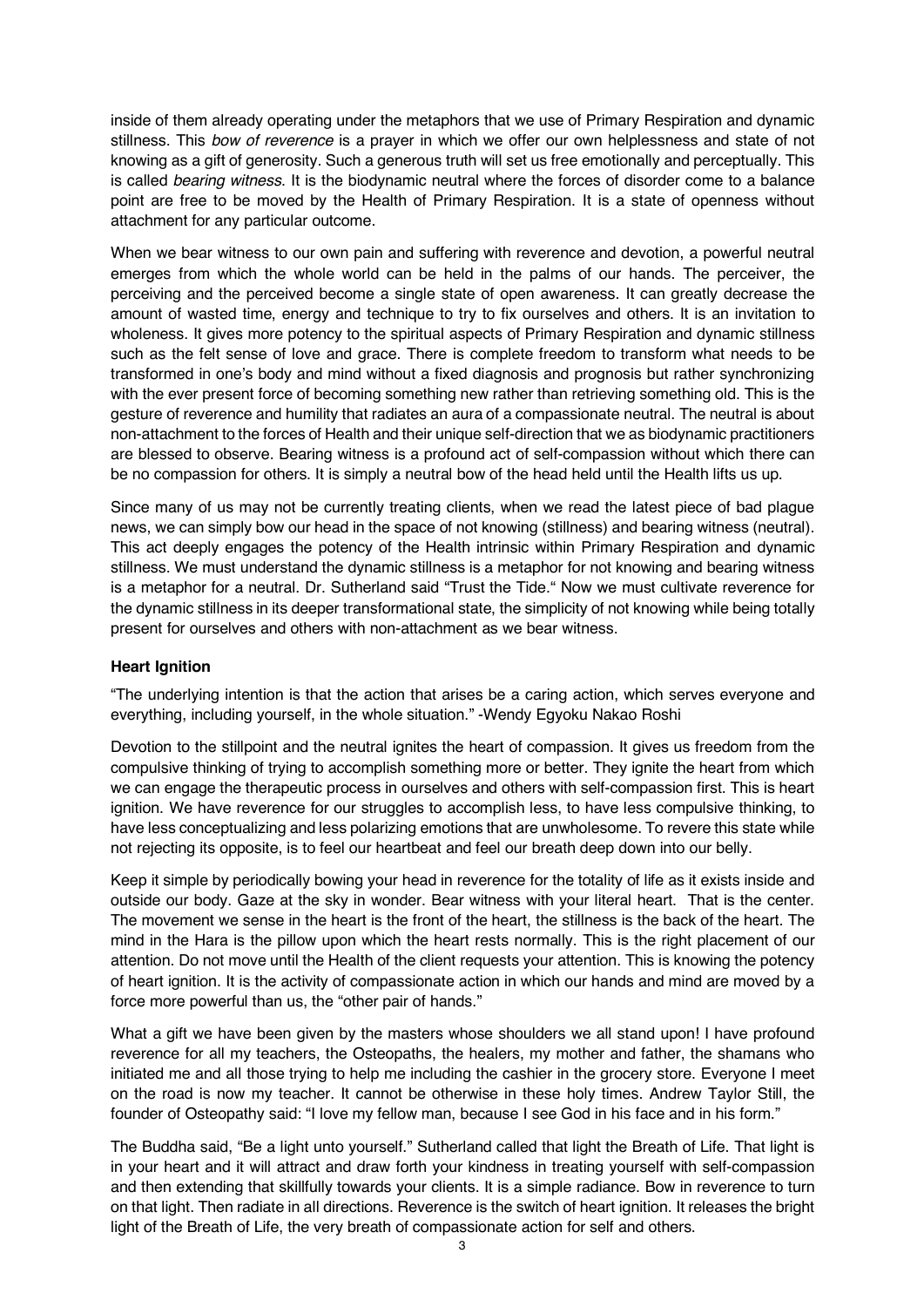inside of them already operating under the metaphors that we use of Primary Respiration and dynamic stillness. This *bow of reverence* is a prayer in which we offer our own helplessness and state of not knowing as a gift of generosity. Such a generous truth will set us free emotionally and perceptually. This is called *bearing witness*. It is the biodynamic neutral where the forces of disorder come to a balance point are free to be moved by the Health of Primary Respiration. It is a state of openness without attachment for any particular outcome.

When we bear witness to our own pain and suffering with reverence and devotion, a powerful neutral emerges from which the whole world can be held in the palms of our hands. The perceiver, the perceiving and the perceived become a single state of open awareness. It can greatly decrease the amount of wasted time, energy and technique to try to fix ourselves and others. It is an invitation to wholeness. It gives more potency to the spiritual aspects of Primary Respiration and dynamic stillness such as the felt sense of love and grace. There is complete freedom to transform what needs to be transformed in one's body and mind without a fixed diagnosis and prognosis but rather synchronizing with the ever present force of becoming something new rather than retrieving something old. This is the gesture of reverence and humility that radiates an aura of a compassionate neutral. The neutral is about non-attachment to the forces of Health and their unique self-direction that we as biodynamic practitioners are blessed to observe. Bearing witness is a profound act of self-compassion without which there can be no compassion for others. It is simply a neutral bow of the head held until the Health lifts us up.

Since many of us may not be currently treating clients, when we read the latest piece of bad plague news, we can simply bow our head in the space of not knowing (stillness) and bearing witness (neutral). This act deeply engages the potency of the Health intrinsic within Primary Respiration and dynamic stillness. We must understand the dynamic stillness is a metaphor for not knowing and bearing witness is a metaphor for a neutral. Dr. Sutherland said "Trust the Tide." Now we must cultivate reverence for the dynamic stillness in its deeper transformational state, the simplicity of not knowing while being totally present for ourselves and others with non-attachment as we bear witness.

**Heart Ignition**

"The underlying intention is that the action that arises be a caring action, which serves everyone and everything, including yourself, in the whole situation." -Wendy Egyoku Nakao Roshi

Devotion to the stillpoint and the neutral ignites the heart of compassion. It gives us freedom from the compulsive thinking of trying to accomplish something more or better. They ignite the heart from which we can engage the therapeutic process in ourselves and others with self-compassion first. This is heart ignition. We have reverence for our struggles to accomplish less, to have less compulsive thinking, to have less conceptualizing and less polarizing emotions that are unwholesome. To revere this state while not rejecting its opposite, is to feel our heartbeat and feel our breath deep down into our belly.

Keep it simple by periodically bowing your head in reverence for the totality of life as it exists inside and outside our body. Gaze at the sky in wonder. Bear witness with your literal heart. That is the center. The movement we sense in the heart is the front of the heart, the stillness is the back of the heart. The mind in the Hara is the pillow upon which the heart rests normally. This is the right placement of our attention. Do not move until the Health of the client requests your attention. This is knowing the potency of heart ignition. It is the activity of compassionate action in which our hands and mind are moved by a force more powerful than us, the "other pair of hands."

What a gift we have been given by the masters whose shoulders we all stand upon! I have profound reverence for all my teachers, the Osteopaths, the healers, my mother and father, the shamans who initiated me and all those trying to help me including the cashier in the grocery store. Everyone I meet on the road is now my teacher. It cannot be otherwise in these holy times. Andrew Taylor Still, the founder of Osteopathy said: "I love my fellow man, because I see God in his face and in his form."

The Buddha said, "Be a light unto yourself." Sutherland called that light the Breath of Life. That light is in your heart and it will attract and draw forth your kindness in treating yourself with self-compassion and then extending that skillfully towards your clients. It is a simple radiance. Bow in reverence to turn on that light. Then radiate in all directions. Reverence is the switch of heart ignition. It releases the bright light of the Breath of Life, the very breath of compassionate action for self and others.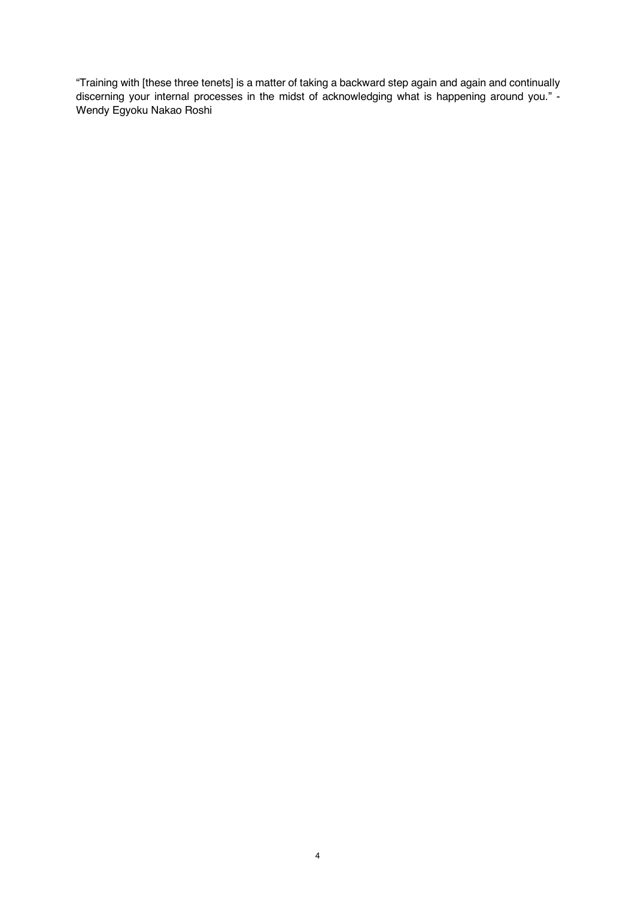"Training with [these three tenets] is a matter of taking a backward step again and again and continually discerning your internal processes in the midst of acknowledging what is happening around you." - Wendy Egyoku Nakao Roshi